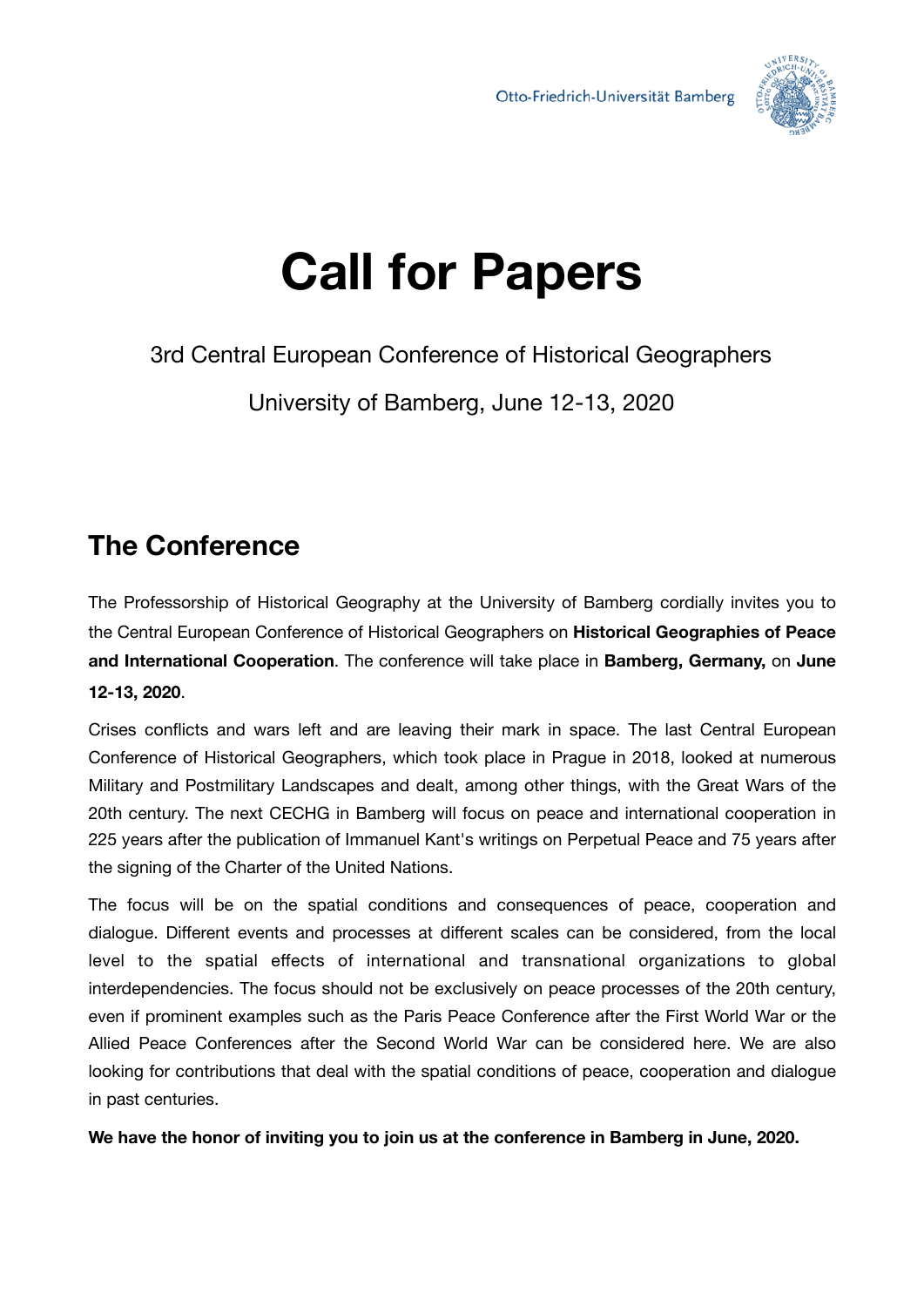Otto-Friedrich-Universität Bamberg

# Call for Papers

3rd Central European Conference of Historical Geographers

University of Bamberg, June 12-13, 2020

## The Conference

The Professorship of Historical Geography at the University of Bamberg cordially invites you to the Central European Conference of Historical Geographers on **Historical Geographies of Peace and International Cooperation**. The conference will take place in **Bamberg, Germany,** on **June 12-13, 2020**.

Crises conflicts and wars left and are leaving their mark in space. The last Central European Conference of Historical Geographers, which took place in Prague in 2018, looked at numerous Military and Postmilitary Landscapes and dealt, among other things, with the Great Wars of the 20th century. The next CECHG in Bamberg will focus on peace and international cooperation in 225 years after the publication of Immanuel Kant's writings on Perpetual Peace and 75 years after the signing of the Charter of the United Nations.

The focus will be on the spatial conditions and consequences of peace, cooperation and dialogue. Different events and processes at different scales can be considered, from the local level to the spatial effects of international and transnational organizations to global interdependencies. The focus should not be exclusively on peace processes of the 20th century, even if prominent examples such as the Paris Peace Conference after the First World War or the Allied Peace Conferences after the Second World War can be considered here. We are also looking for contributions that deal with the spatial conditions of peace, cooperation and dialogue in past centuries.

**We have the honor of inviting you to join us at the conference in Bamberg in June, 2020.**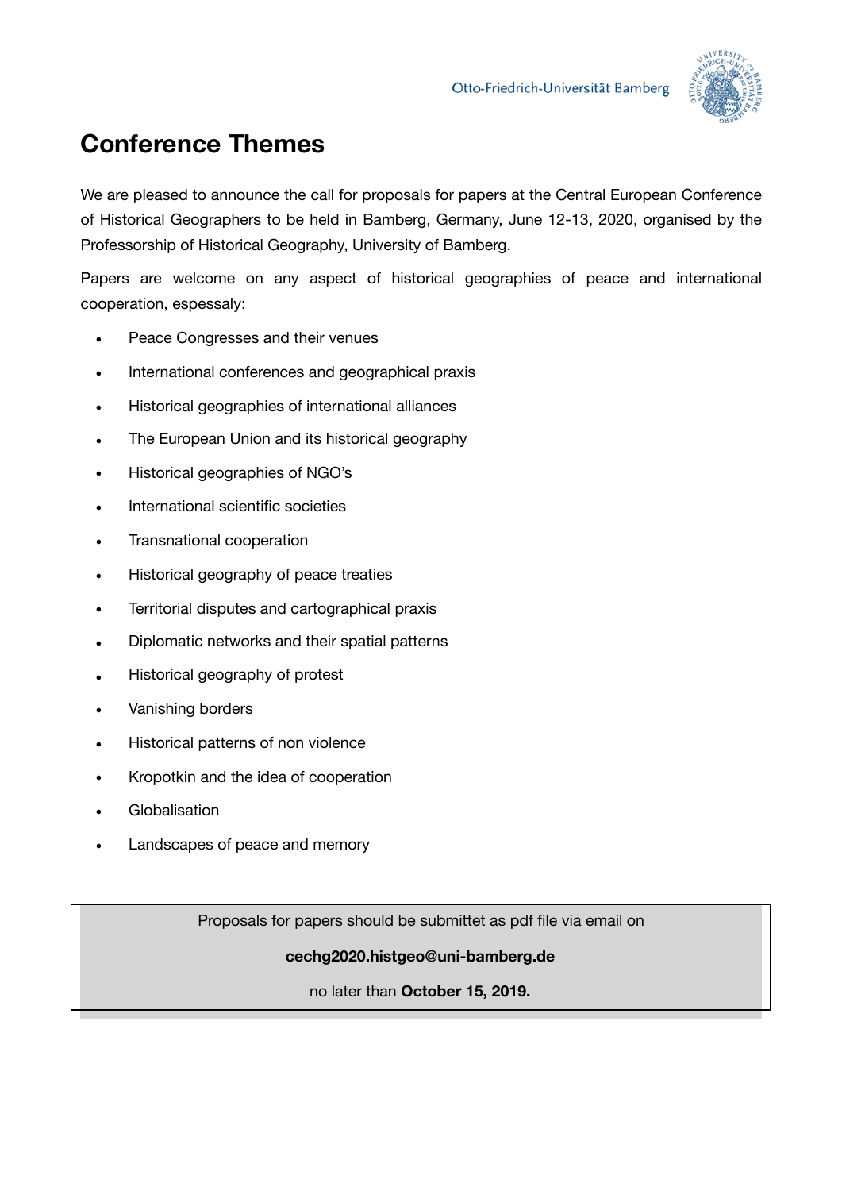# Conference Themes

We are pleased to announce the call for proposals for papers at the Central European Conference of Historical Geographers to be held in Bamberg, Germany, June 12-13, 2020, organised by the Professorship of Historical Geography, University of Bamberg.

Papers are welcome on any aspect of historical geographies of peace and international cooperation, espessaly:

- Peace Congresses and their venues
- International conferences and geographical praxis
- Historical geographies of international alliances
- The European Union and its historical geography
- Historical geographies of NGO's
- International scientific societies
- Transnational cooperation
- Historical geography of peace treaties
- Territorial disputes and cartographical praxis
- Diplomatic networks and their spatial patterns
- Historical geography of protest
- Vanishing borders
- Historical patterns of non violence
- Kropotkin and the idea of cooperation
- Globalisation
- Landscapes of peace and memory

Proposals for papers should be submittett as pdf file via email on

**cechg2020.histgeo@uni-bamberg.de**

no later than **October 15, 2019.**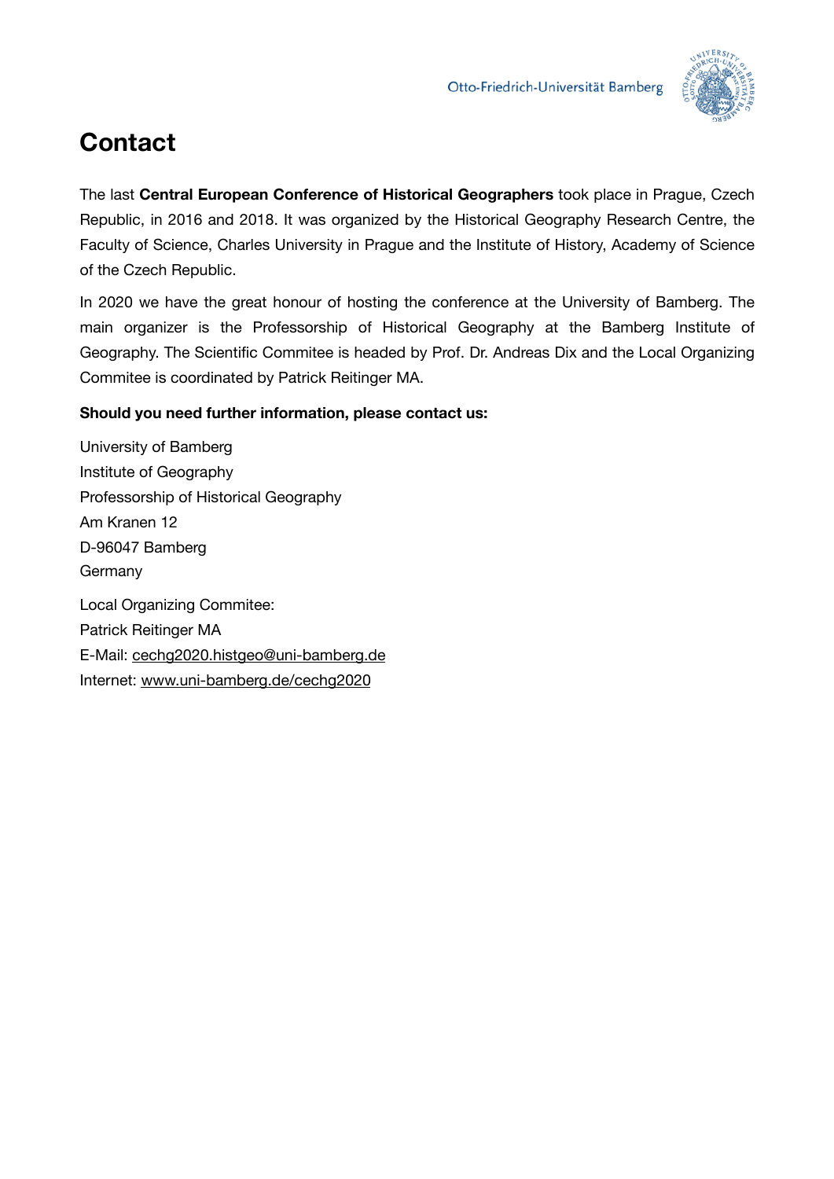# Contact

The last **Central European Conference of Historical Geographers** took place in Prague, Czech Republic, in 2016 and 2018. It was organized by the Historical Geography Research Centre, the Faculty of Science, Charles University in Prague and the Institute of History, Academy of Science of the Czech Republic.

In 2020 we have the great honour of hosting the conference at the University of Bamberg. The main organizer is the Professorship of Historical Geography at the Bamberg Institute of Geography. The Scientific Commitee is headed by Prof. Dr. Andreas Dix and the Local Organizing Commitee is coordinated by Patrick Reitinger MA.

**Should you need further information, please contact us:**

University of Bamberg
Institute of Geography
Professorship of Historical Geography
Am Kranen 12
D-96047 Bamberg
Germany

Local Organizing Commitee:
Patrick Reitinger MA
E-Mail: cechg2020.histgeo@uni-bamberg.de
Internet: www.uni-bamberg.de/cechg2020